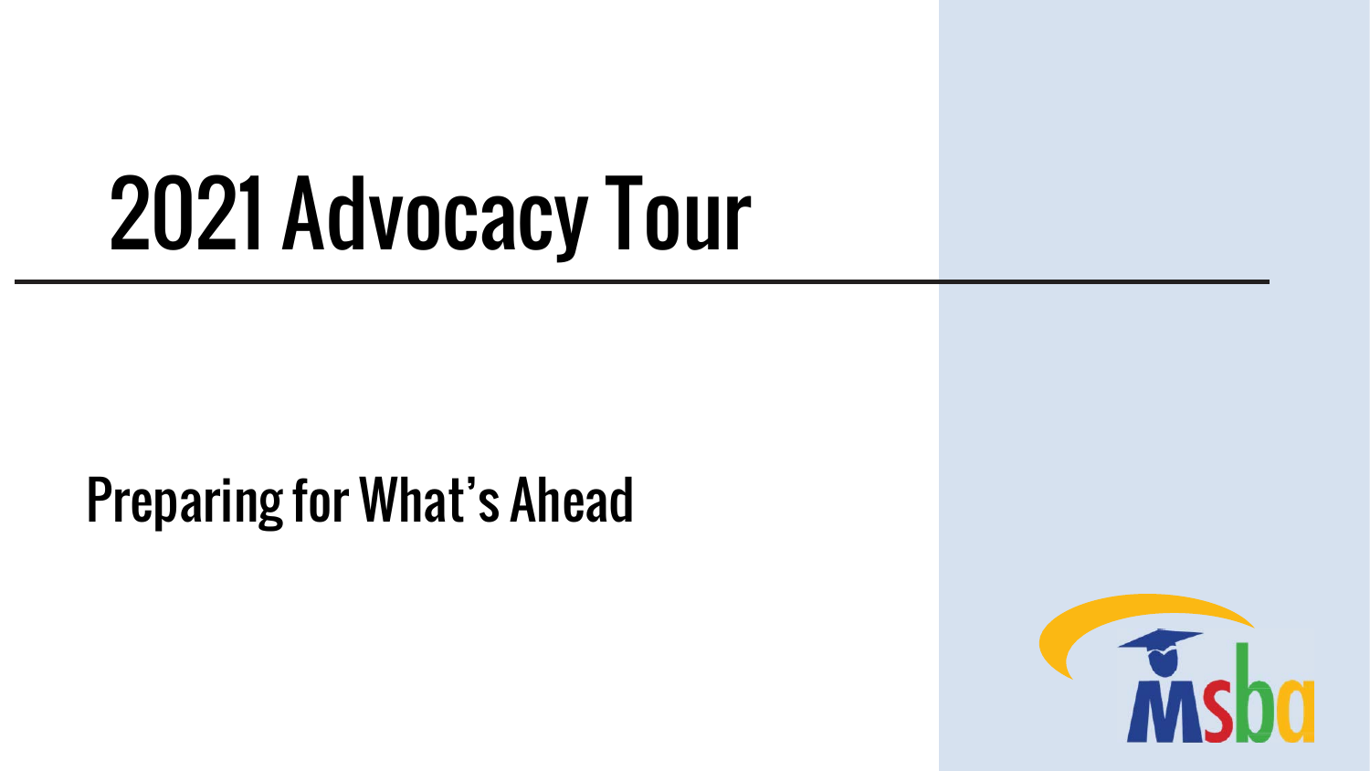# 2021 Advocacy Tour

## Preparing for What's Ahead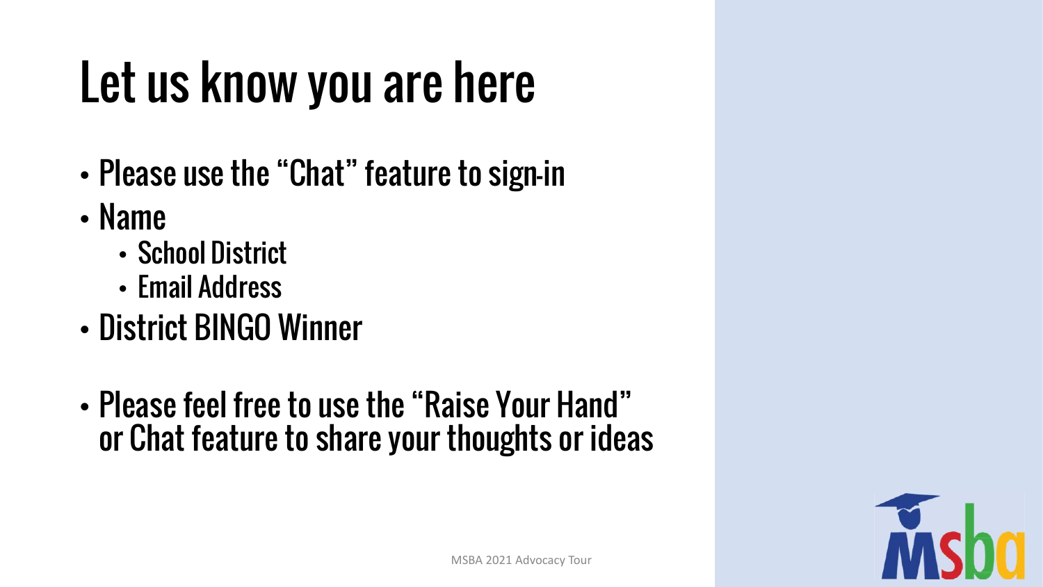# Let us know you are here

- Please use the "Chat" feature to sign-in
- Name
  - School District
  - Email Address
- District BINGO Winner

- Please feel free to use the "Raise Your Hand" or Chat feature to share your thoughts or ideas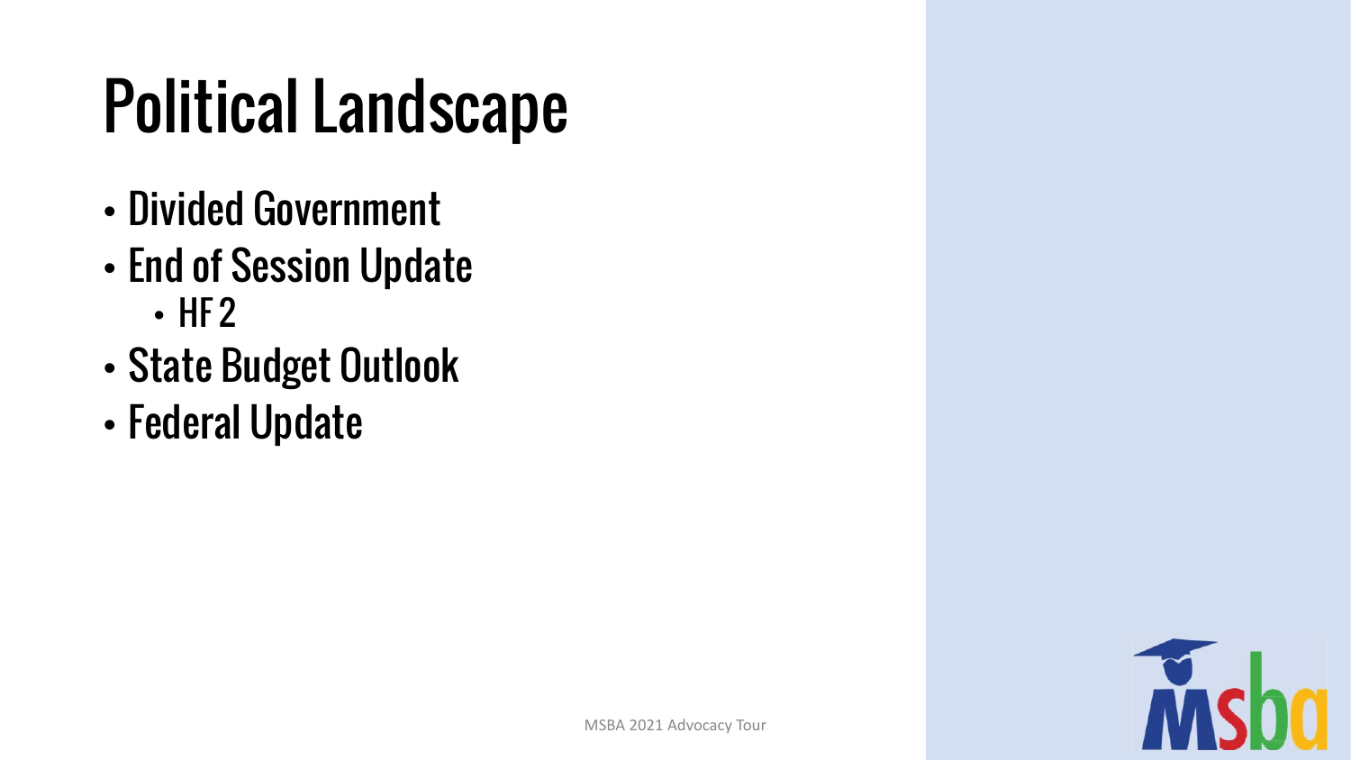# Political Landscape

- Divided Government
- End of Session Update
  - HF 2
- State Budget Outlook
- Federal Update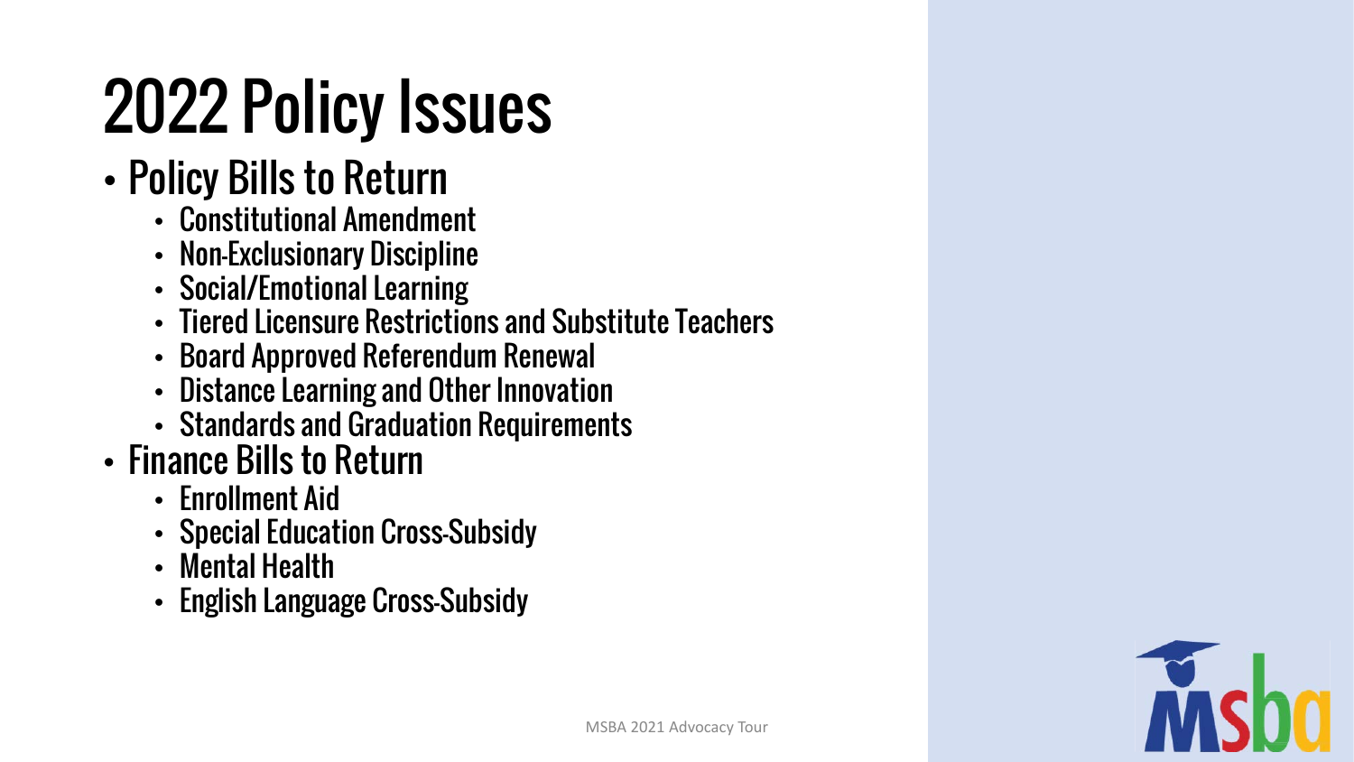# 2022 Policy Issues

- Policy Bills to Return
  - Constitutional Amendment
  - Non-Exclusionary Discipline
  - Social/Emotional Learning
  - Tiered Licensure Restrictions and Substitute Teachers
  - Board Approved Referendum Renewal
  - Distance Learning and Other Innovation
  - Standards and Graduation Requirements
- Finance Bills to Return
  - Enrollment Aid
  - Special Education Cross-Subsidy
  - Mental Health
  - English Language Cross-Subsidy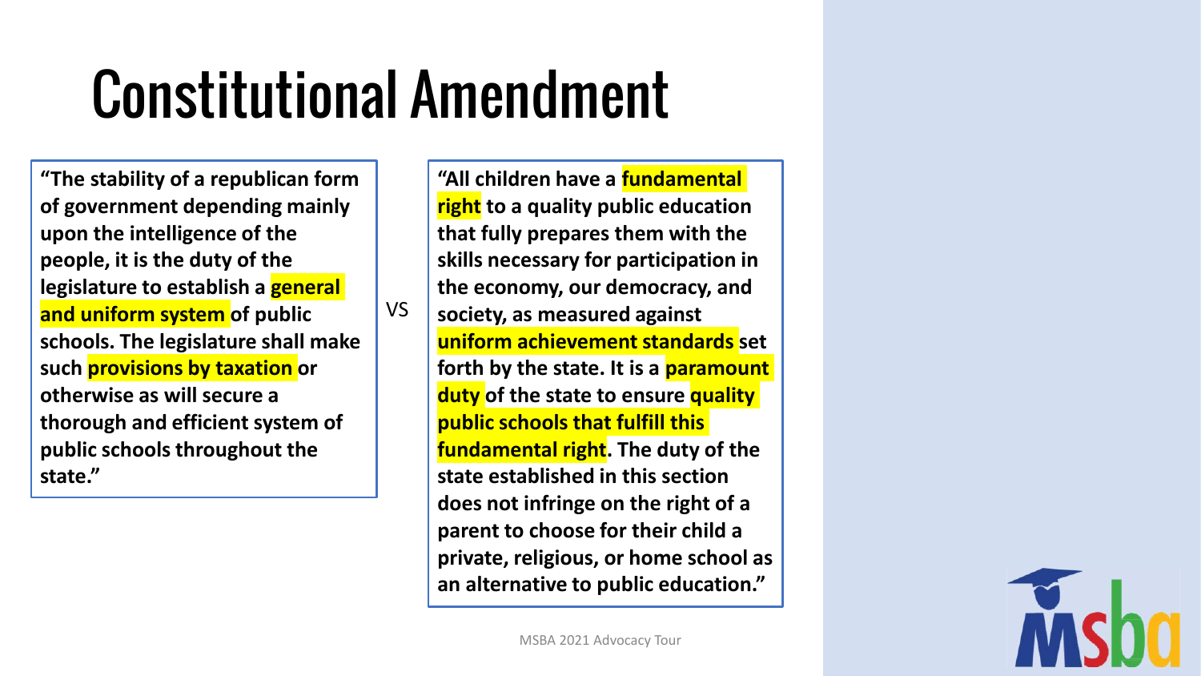# Constitutional Amendment

**"The stability of a republican form of government depending mainly upon the intelligence of the people, it is the duty of the legislature to establish a general and uniform system of public schools. The legislature shall make such provisions by taxation or otherwise as will secure a thorough and efficient system of public schools throughout the state."**

VS

**"All children have a fundamental right to a quality public education that fully prepares them with the skills necessary for participation in the economy, our democracy, and society, as measured against uniform achievement standards set forth by the state. It is a paramount duty of the state to ensure quality public schools that fulfill this fundamental right. The duty of the state established in this section does not infringe on the right of a parent to choose for their child a private, religious, or home school as an alternative to public education."**

MSBA 2021 Advocacy Tour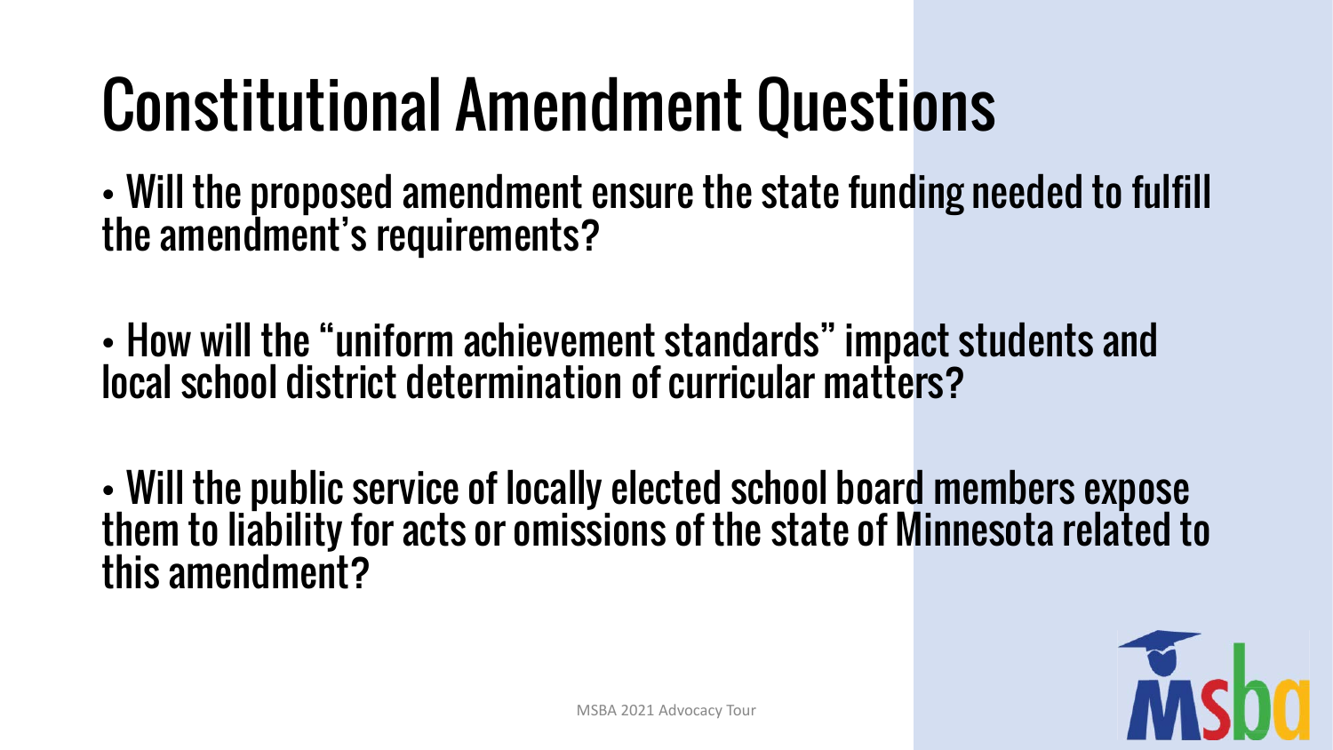# Constitutional Amendment Questions

- Will the proposed amendment ensure the state funding needed to fulfill the amendment's requirements?
- How will the "uniform achievement standards" impact students and local school district determination of curricular matters?
- Will the public service of locally elected school board members expose them to liability for acts or omissions of the state of Minnesota related to this amendment?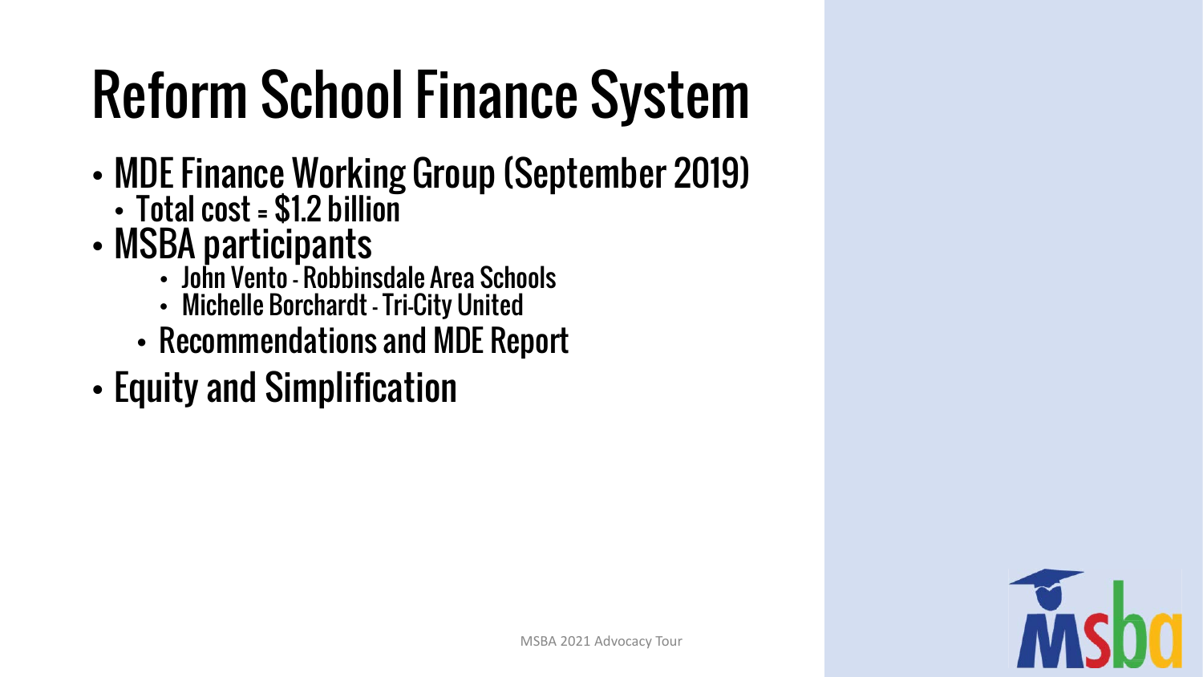# Reform School Finance System

- MDE Finance Working Group (September 2019)
  - Total cost = $1.2 billion
- MSBA participants
  - John Vento - Robbinsdale Area Schools
  - Michelle Borchardt - Tri-City United
  - Recommendations and MDE Report
- Equity and Simplification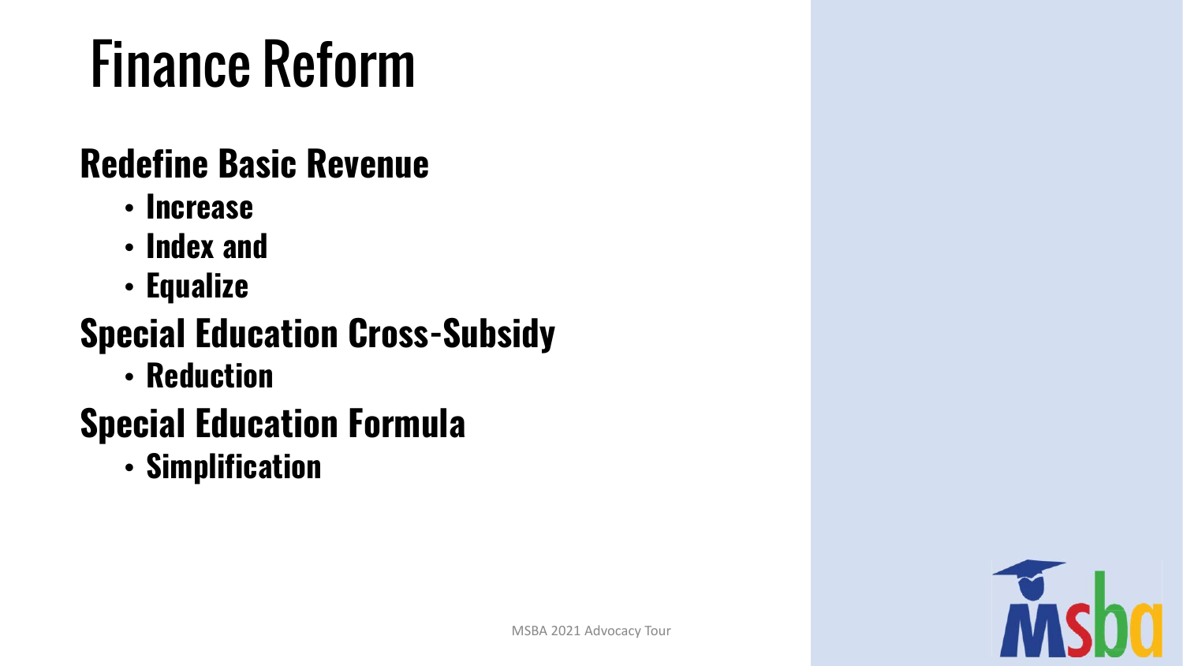# Finance Reform

## Redefine Basic Revenue

- Increase
- Index and
- Equalize

## Special Education Cross-Subsidy

- Reduction

## Special Education Formula

- Simplification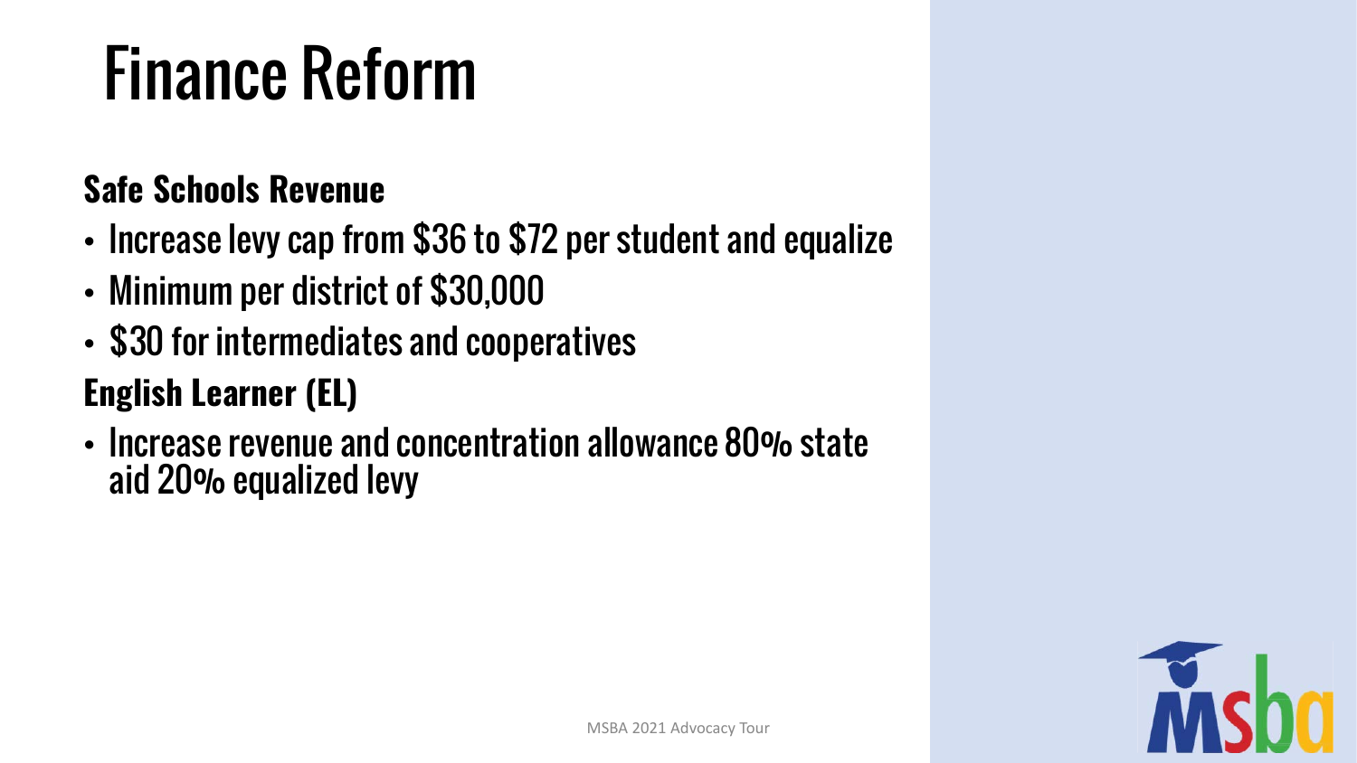# Finance Reform

**Safe Schools Revenue**

- Increase levy cap from $36 to $72 per student and equalize
- Minimum per district of $30,000
- $30 for intermediates and cooperatives

**English Learner (EL)**

- Increase revenue and concentration allowance 80% state aid 20% equalized levy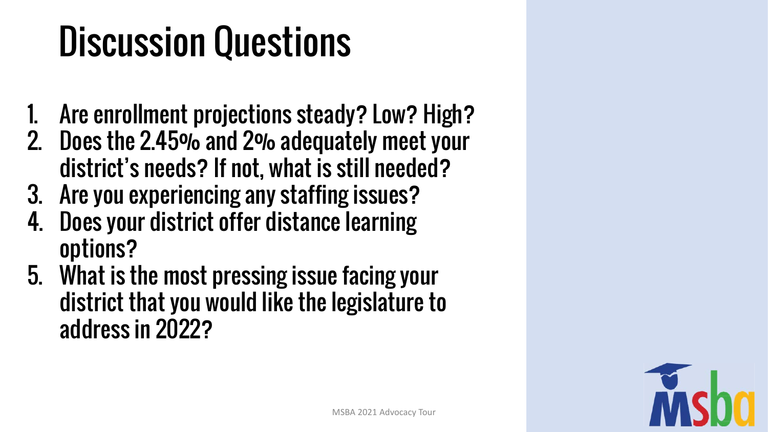# Discussion Questions

1. Are enrollment projections steady? Low? High?
2. Does the 2.45% and 2% adequately meet your district's needs? If not, what is still needed?
3. Are you experiencing any staffing issues?
4. Does your district offer distance learning options?
5. What is the most pressing issue facing your district that you would like the legislature to address in 2022?

MSBA 2021 Advocacy Tour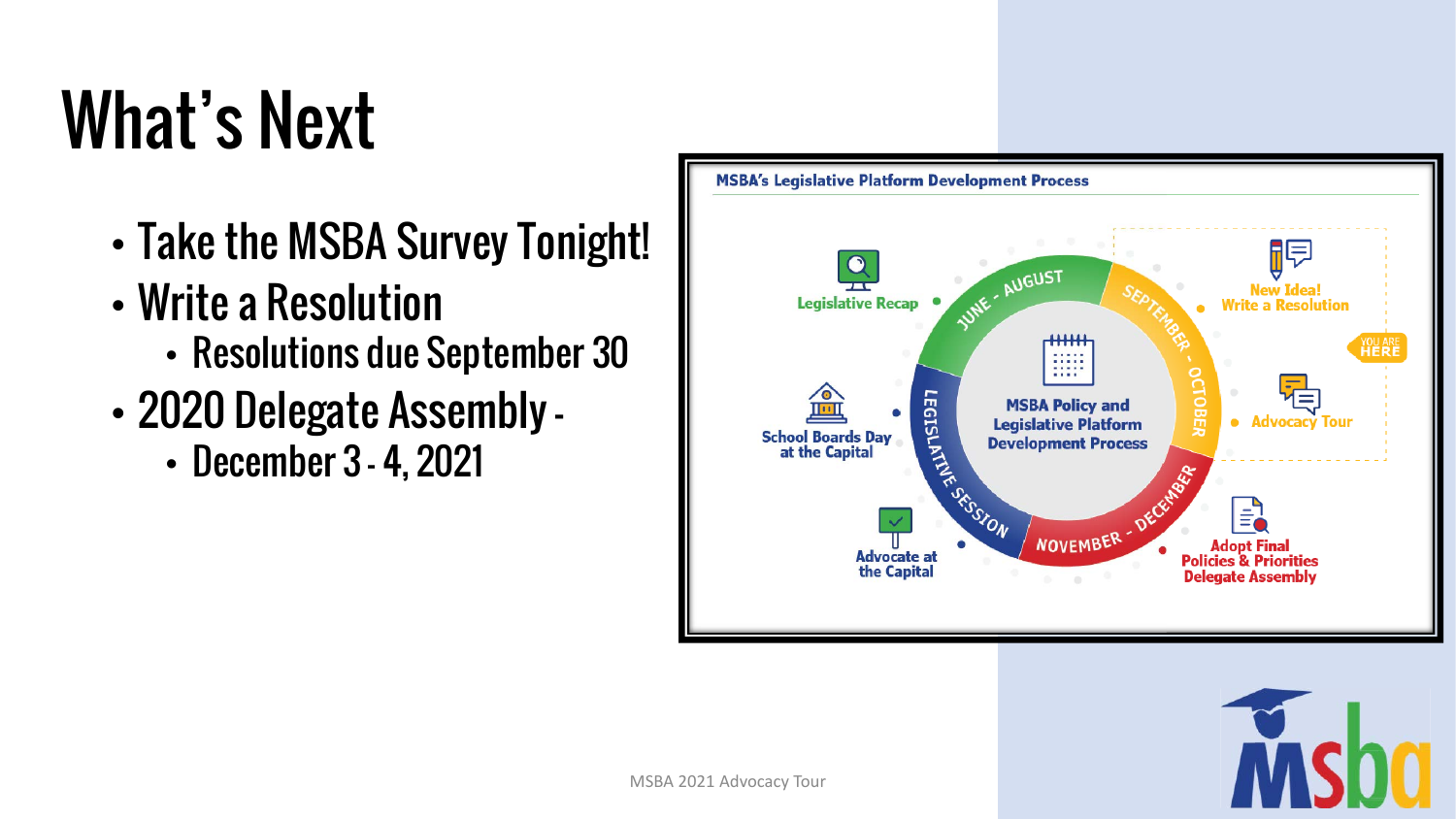# What's Next

- Take the MSBA Survey Tonight!
- Write a Resolution
  - Resolutions due September 30
- 2020 Delegate Assembly -
  - December 3 - 4, 2021

**MSBA's Legislative Platform Development Process**

MSBA Policy and Legislative Platform Development Process

- JUNE - AUGUST: Legislative Recap
- SEPTEMBER - OCTOBER: New Idea! Write a Resolution; Advocacy Tour (YOU ARE HERE)
- NOVEMBER - DECEMBER: Adopt Final Policies & Priorities Delegate Assembly
- LEGISLATIVE SESSION: Advocate at the Capital; School Boards Day at the Capital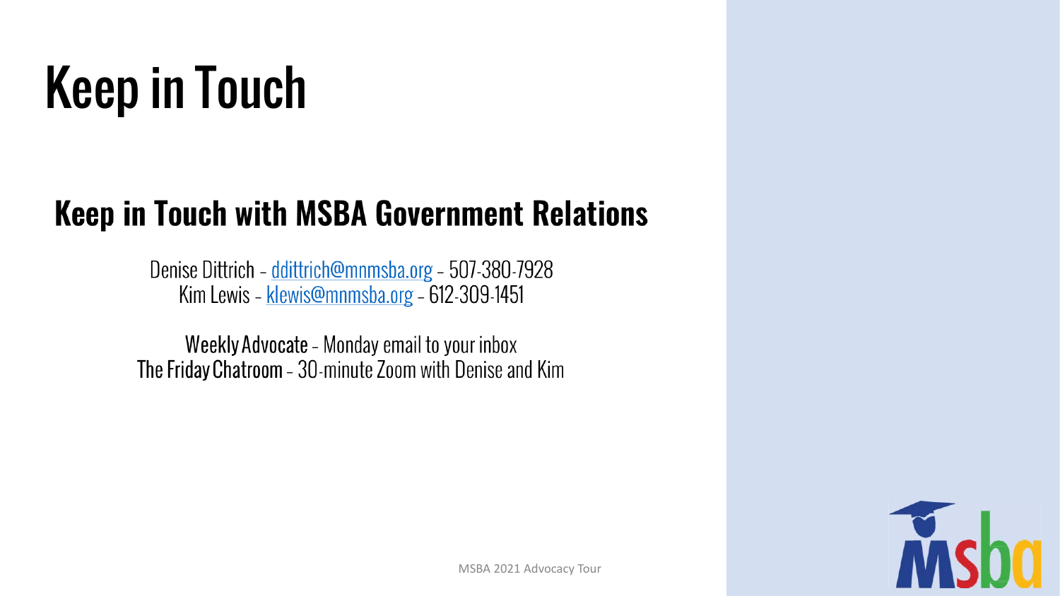# Keep in Touch

## Keep in Touch with MSBA Government Relations

Denise Dittrich – [ddittrich@mnmsba.org](mailto:ddittrich@mnmsba.org) – 507-380-7928
Kim Lewis – [klewis@mnmsba.org](mailto:klewis@mnmsba.org) – 612-309-1451

Weekly Advocate – Monday email to your inbox
The Friday Chatroom – 30-minute Zoom with Denise and Kim